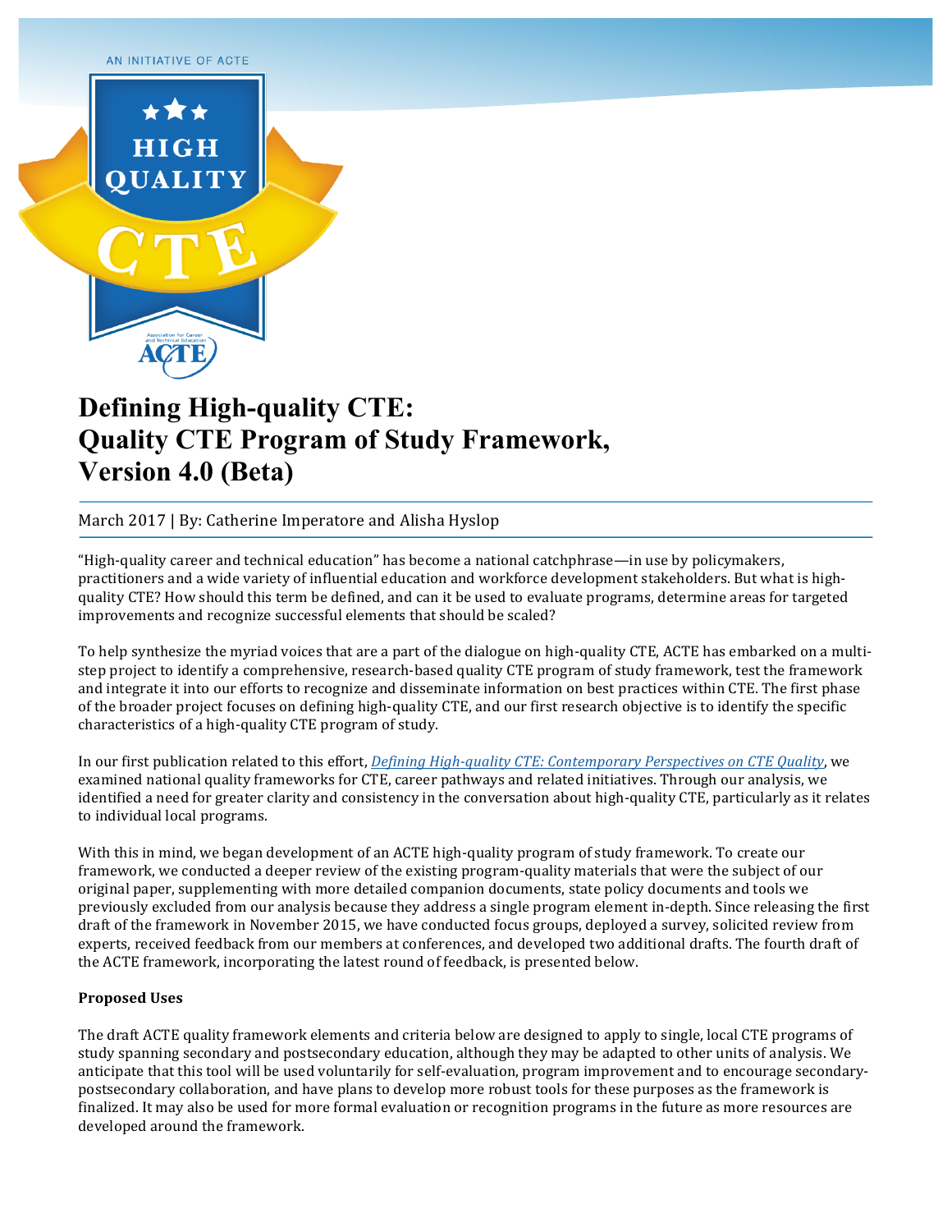AN INITIATIVE OF ACTE

# Defining High-quality CTE: Quality CTE Program of Study Framework, Version 4.0 (Beta)

March 2017 | By: Catherine Imperatore and Alisha Hyslop

"High-quality career and technical education" has become a national catchphrase—in use by policymakers, practitioners and a wide variety of influential education and workforce development stakeholders. But what is high-quality CTE? How should this term be defined, and can it be used to evaluate programs, determine areas for targeted improvements and recognize successful elements that should be scaled?

To help synthesize the myriad voices that are a part of the dialogue on high-quality CTE, ACTE has embarked on a multi-step project to identify a comprehensive, research-based quality CTE program of study framework, test the framework and integrate it into our efforts to recognize and disseminate information on best practices within CTE. The first phase of the broader project focuses on defining high-quality CTE, and our first research objective is to identify the specific characteristics of a high-quality CTE program of study.

In our first publication related to this effort, *Defining High-quality CTE: Contemporary Perspectives on CTE Quality*, we examined national quality frameworks for CTE, career pathways and related initiatives. Through our analysis, we identified a need for greater clarity and consistency in the conversation about high-quality CTE, particularly as it relates to individual local programs.

With this in mind, we began development of an ACTE high-quality program of study framework. To create our framework, we conducted a deeper review of the existing program-quality materials that were the subject of our original paper, supplementing with more detailed companion documents, state policy documents and tools we previously excluded from our analysis because they address a single program element in-depth. Since releasing the first draft of the framework in November 2015, we have conducted focus groups, deployed a survey, solicited review from experts, received feedback from our members at conferences, and developed two additional drafts. The fourth draft of the ACTE framework, incorporating the latest round of feedback, is presented below.

**Proposed Uses**

The draft ACTE quality framework elements and criteria below are designed to apply to single, local CTE programs of study spanning secondary and postsecondary education, although they may be adapted to other units of analysis. We anticipate that this tool will be used voluntarily for self-evaluation, program improvement and to encourage secondary-postsecondary collaboration, and have plans to develop more robust tools for these purposes as the framework is finalized. It may also be used for more formal evaluation or recognition programs in the future as more resources are developed around the framework.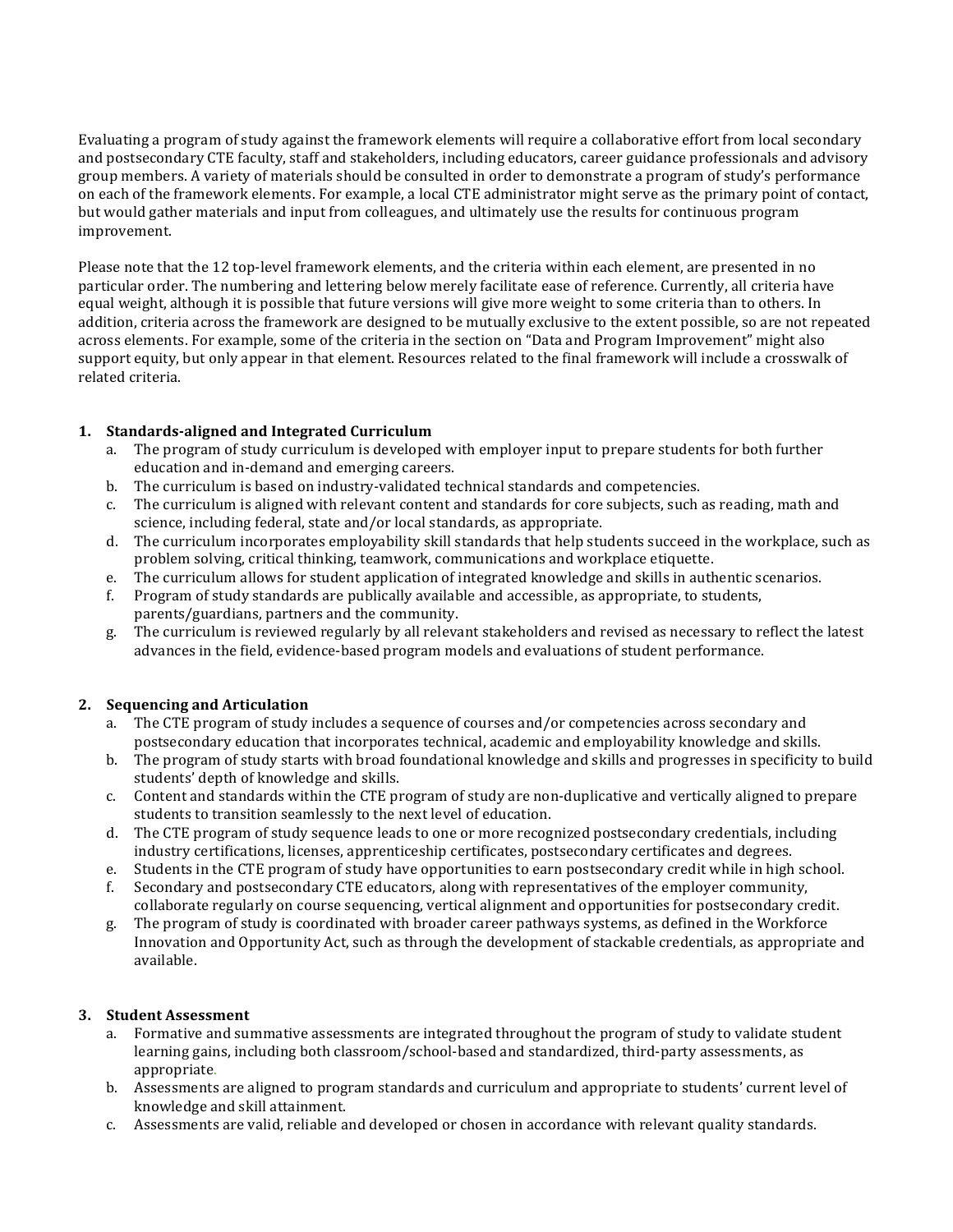Evaluating a program of study against the framework elements will require a collaborative effort from local secondary and postsecondary CTE faculty, staff and stakeholders, including educators, career guidance professionals and advisory group members. A variety of materials should be consulted in order to demonstrate a program of study's performance on each of the framework elements. For example, a local CTE administrator might serve as the primary point of contact, but would gather materials and input from colleagues, and ultimately use the results for continuous program improvement.

Please note that the 12 top-level framework elements, and the criteria within each element, are presented in no particular order. The numbering and lettering below merely facilitate ease of reference. Currently, all criteria have equal weight, although it is possible that future versions will give more weight to some criteria than to others. In addition, criteria across the framework are designed to be mutually exclusive to the extent possible, so are not repeated across elements. For example, some of the criteria in the section on "Data and Program Improvement" might also support equity, but only appear in that element. Resources related to the final framework will include a crosswalk of related criteria.

1. **Standards-aligned and Integrated Curriculum**
   a. The program of study curriculum is developed with employer input to prepare students for both further education and in-demand and emerging careers.
   b. The curriculum is based on industry-validated technical standards and competencies.
   c. The curriculum is aligned with relevant content and standards for core subjects, such as reading, math and science, including federal, state and/or local standards, as appropriate.
   d. The curriculum incorporates employability skill standards that help students succeed in the workplace, such as problem solving, critical thinking, teamwork, communications and workplace etiquette.
   e. The curriculum allows for student application of integrated knowledge and skills in authentic scenarios.
   f. Program of study standards are publically available and accessible, as appropriate, to students, parents/guardians, partners and the community.
   g. The curriculum is reviewed regularly by all relevant stakeholders and revised as necessary to reflect the latest advances in the field, evidence-based program models and evaluations of student performance.

2. **Sequencing and Articulation**
   a. The CTE program of study includes a sequence of courses and/or competencies across secondary and postsecondary education that incorporates technical, academic and employability knowledge and skills.
   b. The program of study starts with broad foundational knowledge and skills and progresses in specificity to build students' depth of knowledge and skills.
   c. Content and standards within the CTE program of study are non-duplicative and vertically aligned to prepare students to transition seamlessly to the next level of education.
   d. The CTE program of study sequence leads to one or more recognized postsecondary credentials, including industry certifications, licenses, apprenticeship certificates, postsecondary certificates and degrees.
   e. Students in the CTE program of study have opportunities to earn postsecondary credit while in high school.
   f. Secondary and postsecondary CTE educators, along with representatives of the employer community, collaborate regularly on course sequencing, vertical alignment and opportunities for postsecondary credit.
   g. The program of study is coordinated with broader career pathways systems, as defined in the Workforce Innovation and Opportunity Act, such as through the development of stackable credentials, as appropriate and available.

3. **Student Assessment**
   a. Formative and summative assessments are integrated throughout the program of study to validate student learning gains, including both classroom/school-based and standardized, third-party assessments, as appropriate.
   b. Assessments are aligned to program standards and curriculum and appropriate to students' current level of knowledge and skill attainment.
   c. Assessments are valid, reliable and developed or chosen in accordance with relevant quality standards.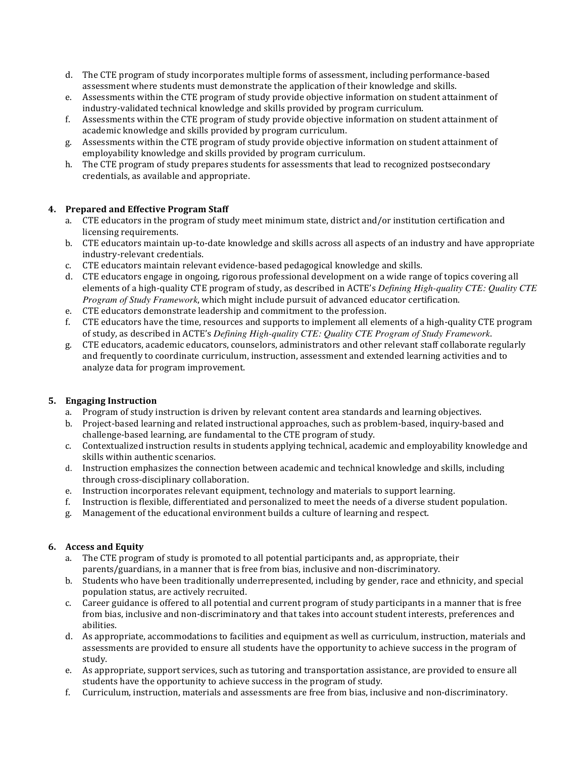d. The CTE program of study incorporates multiple forms of assessment, including performance-based assessment where students must demonstrate the application of their knowledge and skills.
e. Assessments within the CTE program of study provide objective information on student attainment of industry-validated technical knowledge and skills provided by program curriculum.
f. Assessments within the CTE program of study provide objective information on student attainment of academic knowledge and skills provided by program curriculum.
g. Assessments within the CTE program of study provide objective information on student attainment of employability knowledge and skills provided by program curriculum.
h. The CTE program of study prepares students for assessments that lead to recognized postsecondary credentials, as available and appropriate.

**4. Prepared and Effective Program Staff**

a. CTE educators in the program of study meet minimum state, district and/or institution certification and licensing requirements.
b. CTE educators maintain up-to-date knowledge and skills across all aspects of an industry and have appropriate industry-relevant credentials.
c. CTE educators maintain relevant evidence-based pedagogical knowledge and skills.
d. CTE educators engage in ongoing, rigorous professional development on a wide range of topics covering all elements of a high-quality CTE program of study, as described in ACTE's *Defining High-quality CTE: Quality CTE Program of Study Framework*, which might include pursuit of advanced educator certification.
e. CTE educators demonstrate leadership and commitment to the profession.
f. CTE educators have the time, resources and supports to implement all elements of a high-quality CTE program of study, as described in ACTE's *Defining High-quality CTE: Quality CTE Program of Study Framework*.
g. CTE educators, academic educators, counselors, administrators and other relevant staff collaborate regularly and frequently to coordinate curriculum, instruction, assessment and extended learning activities and to analyze data for program improvement.

**5. Engaging Instruction**

a. Program of study instruction is driven by relevant content area standards and learning objectives.
b. Project-based learning and related instructional approaches, such as problem-based, inquiry-based and challenge-based learning, are fundamental to the CTE program of study.
c. Contextualized instruction results in students applying technical, academic and employability knowledge and skills within authentic scenarios.
d. Instruction emphasizes the connection between academic and technical knowledge and skills, including through cross-disciplinary collaboration.
e. Instruction incorporates relevant equipment, technology and materials to support learning.
f. Instruction is flexible, differentiated and personalized to meet the needs of a diverse student population.
g. Management of the educational environment builds a culture of learning and respect.

**6. Access and Equity**

a. The CTE program of study is promoted to all potential participants and, as appropriate, their parents/guardians, in a manner that is free from bias, inclusive and non-discriminatory.
b. Students who have been traditionally underrepresented, including by gender, race and ethnicity, and special population status, are actively recruited.
c. Career guidance is offered to all potential and current program of study participants in a manner that is free from bias, inclusive and non-discriminatory and that takes into account student interests, preferences and abilities.
d. As appropriate, accommodations to facilities and equipment as well as curriculum, instruction, materials and assessments are provided to ensure all students have the opportunity to achieve success in the program of study.
e. As appropriate, support services, such as tutoring and transportation assistance, are provided to ensure all students have the opportunity to achieve success in the program of study.
f. Curriculum, instruction, materials and assessments are free from bias, inclusive and non-discriminatory.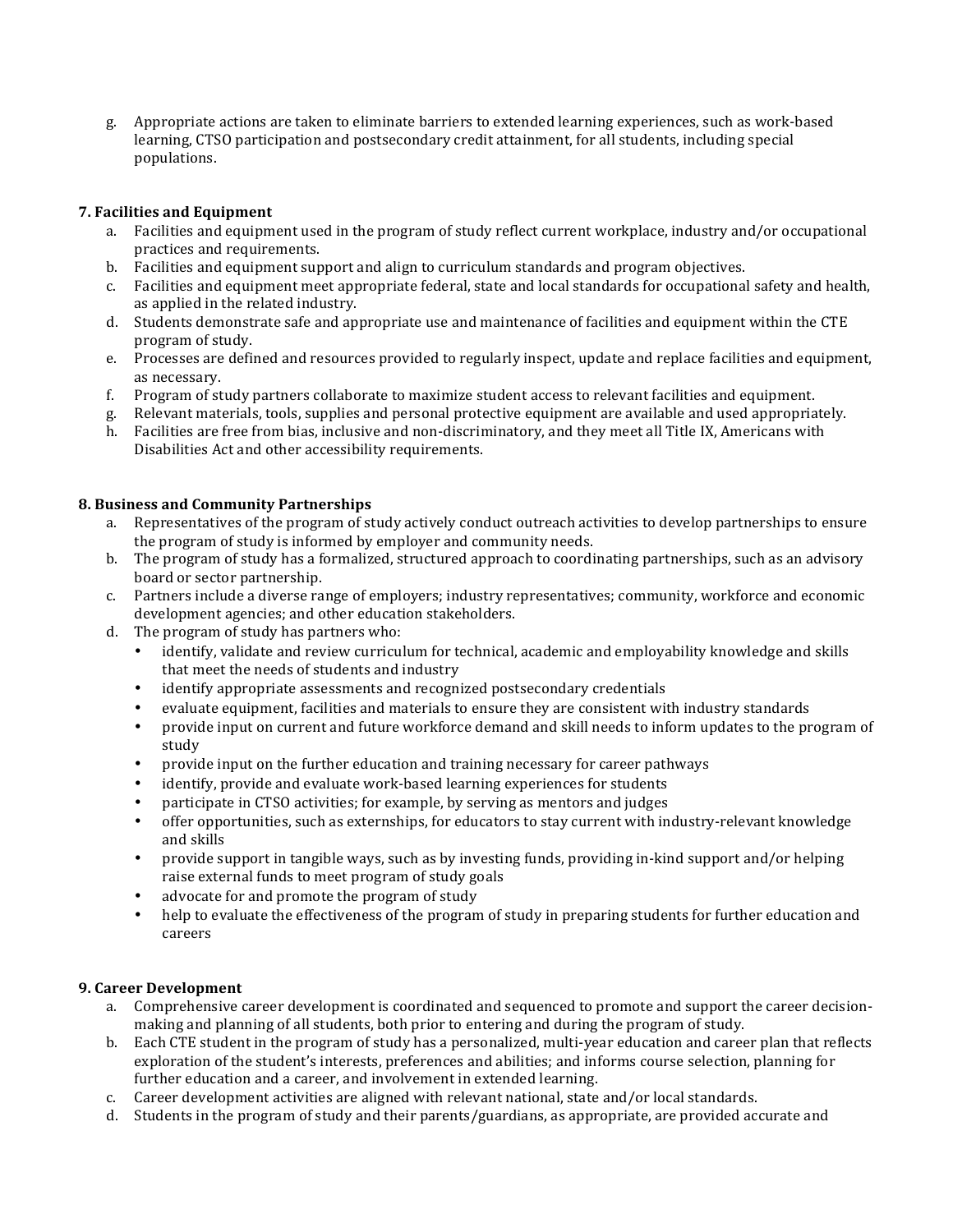g. Appropriate actions are taken to eliminate barriers to extended learning experiences, such as work-based learning, CTSO participation and postsecondary credit attainment, for all students, including special populations.

**7. Facilities and Equipment**

a. Facilities and equipment used in the program of study reflect current workplace, industry and/or occupational practices and requirements.
b. Facilities and equipment support and align to curriculum standards and program objectives.
c. Facilities and equipment meet appropriate federal, state and local standards for occupational safety and health, as applied in the related industry.
d. Students demonstrate safe and appropriate use and maintenance of facilities and equipment within the CTE program of study.
e. Processes are defined and resources provided to regularly inspect, update and replace facilities and equipment, as necessary.
f. Program of study partners collaborate to maximize student access to relevant facilities and equipment.
g. Relevant materials, tools, supplies and personal protective equipment are available and used appropriately.
h. Facilities are free from bias, inclusive and non-discriminatory, and they meet all Title IX, Americans with Disabilities Act and other accessibility requirements.

**8. Business and Community Partnerships**

a. Representatives of the program of study actively conduct outreach activities to develop partnerships to ensure the program of study is informed by employer and community needs.
b. The program of study has a formalized, structured approach to coordinating partnerships, such as an advisory board or sector partnership.
c. Partners include a diverse range of employers; industry representatives; community, workforce and economic development agencies; and other education stakeholders.
d. The program of study has partners who:
   - identify, validate and review curriculum for technical, academic and employability knowledge and skills that meet the needs of students and industry
   - identify appropriate assessments and recognized postsecondary credentials
   - evaluate equipment, facilities and materials to ensure they are consistent with industry standards
   - provide input on current and future workforce demand and skill needs to inform updates to the program of study
   - provide input on the further education and training necessary for career pathways
   - identify, provide and evaluate work-based learning experiences for students
   - participate in CTSO activities; for example, by serving as mentors and judges
   - offer opportunities, such as externships, for educators to stay current with industry-relevant knowledge and skills
   - provide support in tangible ways, such as by investing funds, providing in-kind support and/or helping raise external funds to meet program of study goals
   - advocate for and promote the program of study
   - help to evaluate the effectiveness of the program of study in preparing students for further education and careers

**9. Career Development**

a. Comprehensive career development is coordinated and sequenced to promote and support the career decision-making and planning of all students, both prior to entering and during the program of study.
b. Each CTE student in the program of study has a personalized, multi-year education and career plan that reflects exploration of the student's interests, preferences and abilities; and informs course selection, planning for further education and a career, and involvement in extended learning.
c. Career development activities are aligned with relevant national, state and/or local standards.
d. Students in the program of study and their parents/guardians, as appropriate, are provided accurate and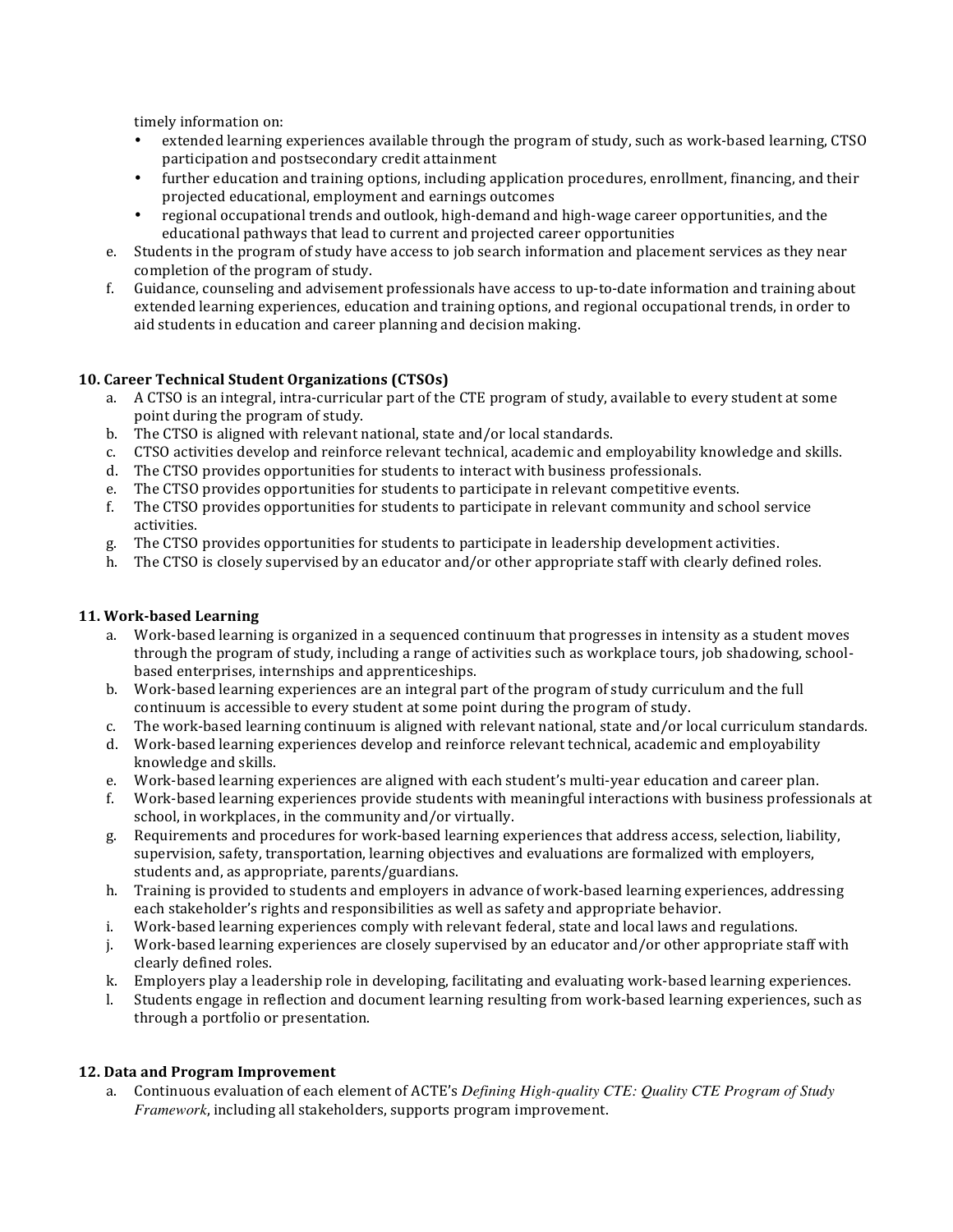timely information on:

- extended learning experiences available through the program of study, such as work-based learning, CTSO participation and postsecondary credit attainment
- further education and training options, including application procedures, enrollment, financing, and their projected educational, employment and earnings outcomes
- regional occupational trends and outlook, high-demand and high-wage career opportunities, and the educational pathways that lead to current and projected career opportunities

e. Students in the program of study have access to job search information and placement services as they near completion of the program of study.

f. Guidance, counseling and advisement professionals have access to up-to-date information and training about extended learning experiences, education and training options, and regional occupational trends, in order to aid students in education and career planning and decision making.

**10. Career Technical Student Organizations (CTSOs)**

a. A CTSO is an integral, intra-curricular part of the CTE program of study, available to every student at some point during the program of study.

b. The CTSO is aligned with relevant national, state and/or local standards.

c. CTSO activities develop and reinforce relevant technical, academic and employability knowledge and skills.

d. The CTSO provides opportunities for students to interact with business professionals.

e. The CTSO provides opportunities for students to participate in relevant competitive events.

f. The CTSO provides opportunities for students to participate in relevant community and school service activities.

g. The CTSO provides opportunities for students to participate in leadership development activities.

h. The CTSO is closely supervised by an educator and/or other appropriate staff with clearly defined roles.

**11. Work-based Learning**

a. Work-based learning is organized in a sequenced continuum that progresses in intensity as a student moves through the program of study, including a range of activities such as workplace tours, job shadowing, school-based enterprises, internships and apprenticeships.

b. Work-based learning experiences are an integral part of the program of study curriculum and the full continuum is accessible to every student at some point during the program of study.

c. The work-based learning continuum is aligned with relevant national, state and/or local curriculum standards.

d. Work-based learning experiences develop and reinforce relevant technical, academic and employability knowledge and skills.

e. Work-based learning experiences are aligned with each student's multi-year education and career plan.

f. Work-based learning experiences provide students with meaningful interactions with business professionals at school, in workplaces, in the community and/or virtually.

g. Requirements and procedures for work-based learning experiences that address access, selection, liability, supervision, safety, transportation, learning objectives and evaluations are formalized with employers, students and, as appropriate, parents/guardians.

h. Training is provided to students and employers in advance of work-based learning experiences, addressing each stakeholder's rights and responsibilities as well as safety and appropriate behavior.

i. Work-based learning experiences comply with relevant federal, state and local laws and regulations.

j. Work-based learning experiences are closely supervised by an educator and/or other appropriate staff with clearly defined roles.

k. Employers play a leadership role in developing, facilitating and evaluating work-based learning experiences.

l. Students engage in reflection and document learning resulting from work-based learning experiences, such as through a portfolio or presentation.

**12. Data and Program Improvement**

a. Continuous evaluation of each element of ACTE's *Defining High-quality CTE: Quality CTE Program of Study Framework*, including all stakeholders, supports program improvement.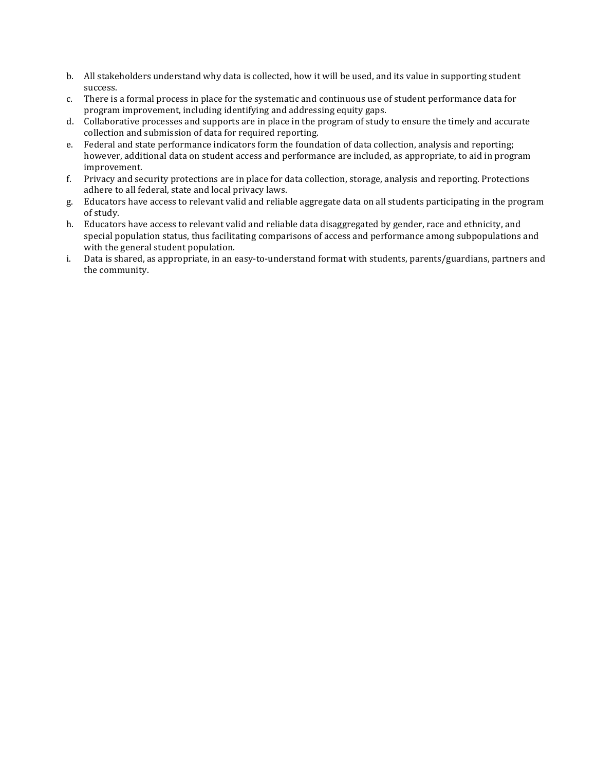b. All stakeholders understand why data is collected, how it will be used, and its value in supporting student success.
c. There is a formal process in place for the systematic and continuous use of student performance data for program improvement, including identifying and addressing equity gaps.
d. Collaborative processes and supports are in place in the program of study to ensure the timely and accurate collection and submission of data for required reporting.
e. Federal and state performance indicators form the foundation of data collection, analysis and reporting; however, additional data on student access and performance are included, as appropriate, to aid in program improvement.
f. Privacy and security protections are in place for data collection, storage, analysis and reporting. Protections adhere to all federal, state and local privacy laws.
g. Educators have access to relevant valid and reliable aggregate data on all students participating in the program of study.
h. Educators have access to relevant valid and reliable data disaggregated by gender, race and ethnicity, and special population status, thus facilitating comparisons of access and performance among subpopulations and with the general student population.
i. Data is shared, as appropriate, in an easy-to-understand format with students, parents/guardians, partners and the community.